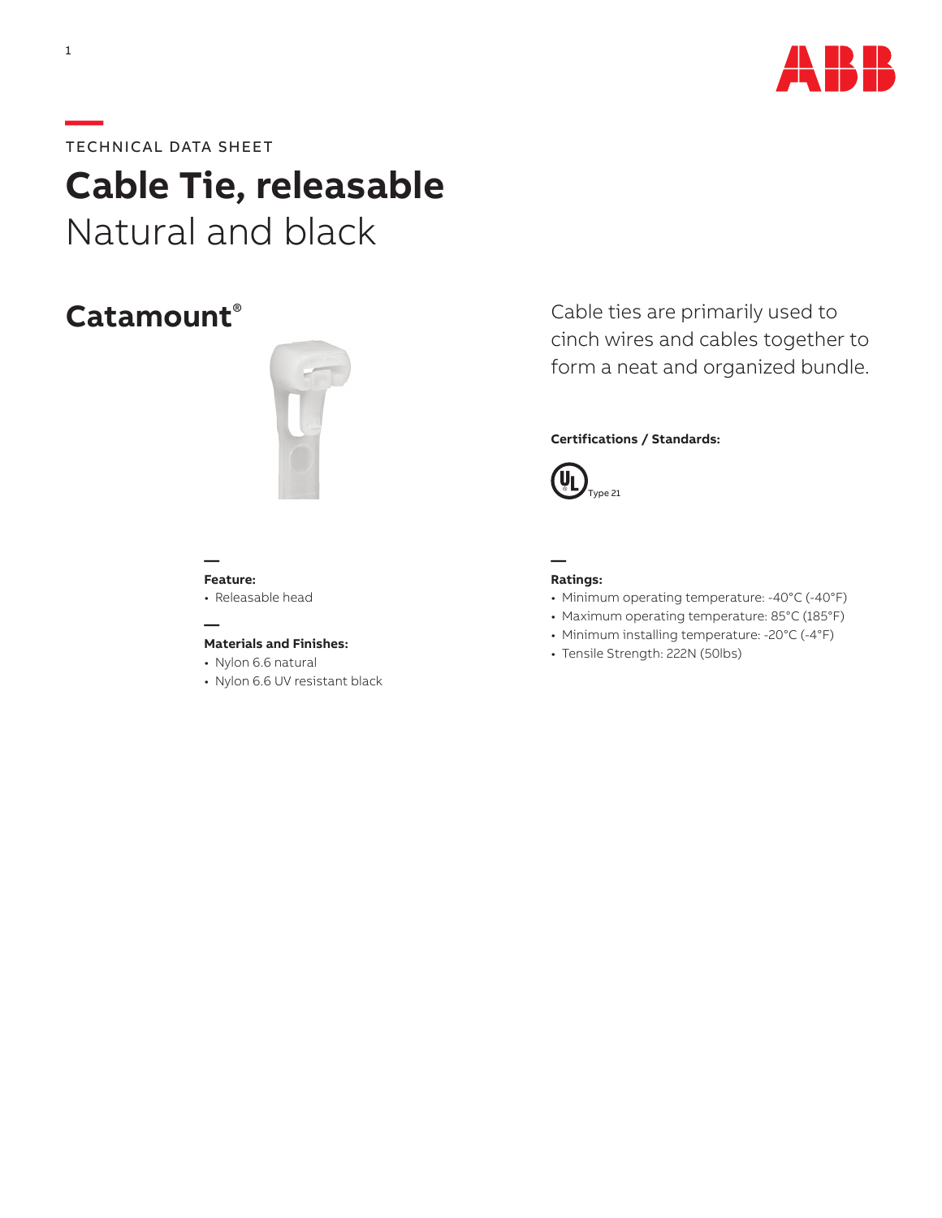TECHNICAL DATA SHEET

# Cable Tie, releasable
Natural and black

## Catamount®

Cable ties are primarily used to cinch wires and cables together to form a neat and organized bundle.

**Certifications / Standards:**

UL Type 21

**Feature:**

- Releasable head

**Materials and Finishes:**

- Nylon 6.6 natural
- Nylon 6.6 UV resistant black

**Ratings:**

- Minimum operating temperature: -40°C (-40°F)
- Maximum operating temperature: 85°C (185°F)
- Minimum installing temperature: -20°C (-4°F)
- Tensile Strength: 222N (50lbs)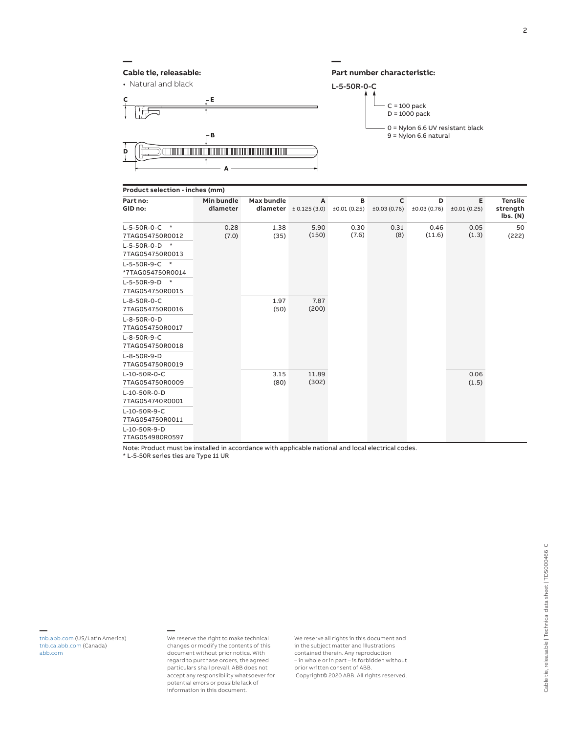## Cable tie, releasable:

- Natural and black

C

E

B

D

A

## Part number characteristic:

L-5-50R-0-C

C = 100 pack
D = 1000 pack

0 = Nylon 6.6 UV resistant black
9 = Nylon 6.6 natural

**Product selection - inches (mm)**

| Part no: GID no: | Min bundle diameter | Max bundle diameter | A ± 0.125 (3.0) | B ±0.01 (0.25) | C ±0.03 (0.76) | D ±0.03 (0.76) | E ±0.01 (0.25) | Tensile strength lbs. (N) |
|---|---|---|---|---|---|---|---|---|
| L-5-50R-0-C * 7TAG054750R0012 | 0.28 (7.0) | 1.38 (35) | 5.90 (150) | 0.30 (7.6) | 0.31 (8) | 0.46 (11.6) | 0.05 (1.3) | 50 (222) |
| L-5-50R-0-D * 7TAG054750R0013 | | | | | | | | |
| L-5-50R-9-C * *7TAG054750R0014 | | | | | | | | |
| L-5-50R-9-D * 7TAG054750R0015 | | | | | | | | |
| L-8-50R-0-C 7TAG054750R0016 | | 1.97 (50) | 7.87 (200) | | | | | |
| L-8-50R-0-D 7TAG054750R0017 | | | | | | | | |
| L-8-50R-9-C 7TAG054750R0018 | | | | | | | | |
| L-8-50R-9-D 7TAG054750R0019 | | | | | | | | |
| L-10-50R-0-C 7TAG054750R0009 | | 3.15 (80) | 11.89 (302) | | | | 0.06 (1.5) | |
| L-10-50R-0-D 7TAG054740R0001 | | | | | | | | |
| L-10-50R-9-C 7TAG054750R0011 | | | | | | | | |
| L-10-50R-9-D 7TAG054980R0597 | | | | | | | | |

Note: Product must be installed in accordance with applicable national and local electrical codes.
* L-5-50R series ties are Type 11 UR

tnb.abb.com (US/Latin America)
tnb.ca.abb.com (Canada)
abb.com

We reserve the right to make technical changes or modify the contents of this document without prior notice. With regard to purchase orders, the agreed particulars shall prevail. ABB does not accept any responsibility whatsoever for potential errors or possible lack of information in this document.

We reserve all rights in this document and in the subject matter and illustrations contained therein. Any reproduction – in whole or in part – is forbidden without prior written consent of ABB.
Copyright© 2020 ABB. All rights reserved.